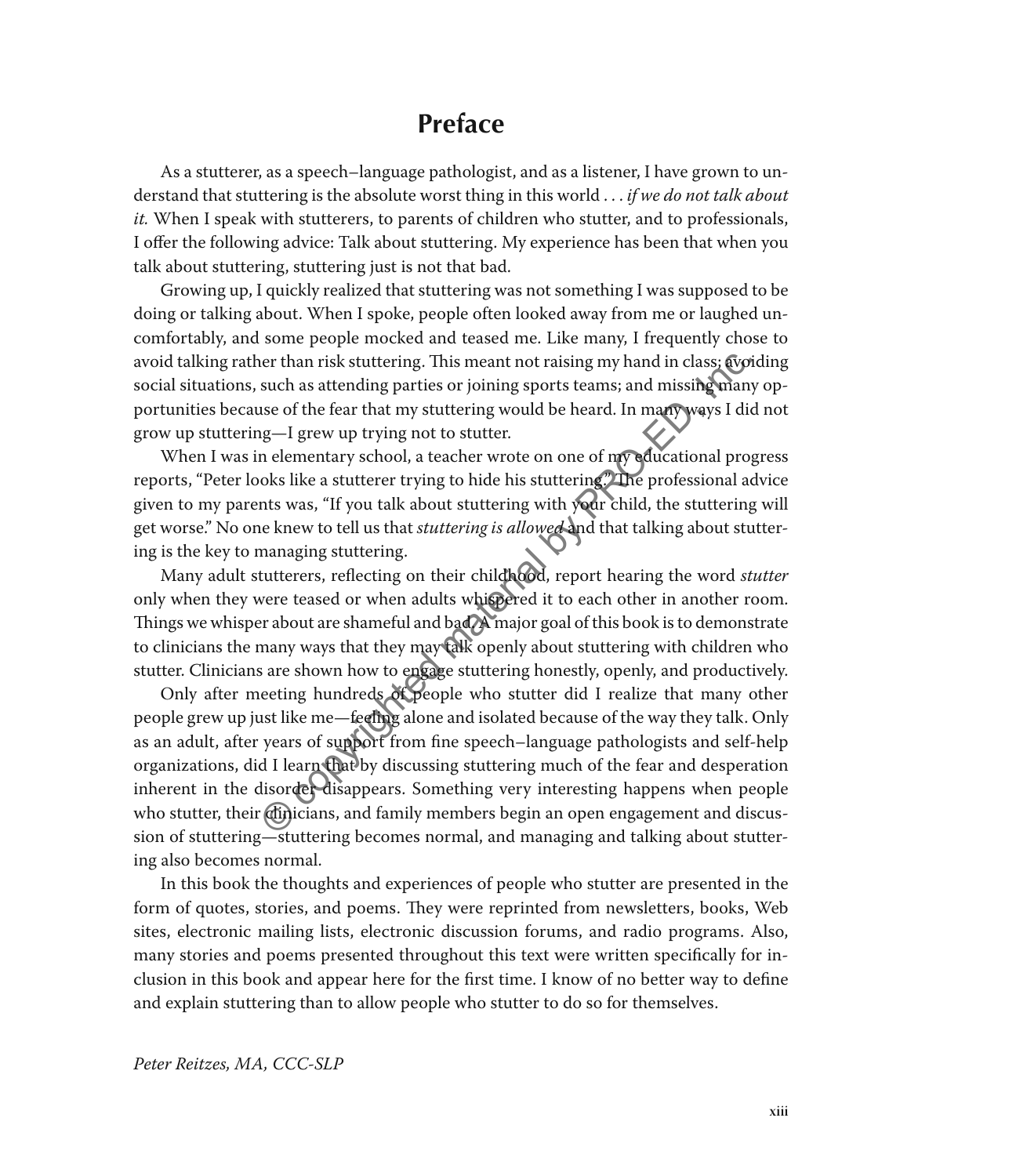# Preface

As a stutterer, as a speech–language pathologist, and as a listener, I have grown to understand that stuttering is the absolute worst thing in this world . . . *if we do not talk about it.* When I speak with stutterers, to parents of children who stutter, and to professionals, I offer the following advice: Talk about stuttering. My experience has been that when you talk about stuttering, stuttering just is not that bad.

Growing up, I quickly realized that stuttering was not something I was supposed to be doing or talking about. When I spoke, people often looked away from me or laughed uncomfortably, and some people mocked and teased me. Like many, I frequently chose to avoid talking rather than risk stuttering. This meant not raising my hand in class; avoiding social situations, such as attending parties or joining sports teams; and missing many opportunities because of the fear that my stuttering would be heard. In many ways I did not grow up stuttering—I grew up trying not to stutter.

When I was in elementary school, a teacher wrote on one of my educational progress reports, "Peter looks like a stutterer trying to hide his stuttering." The professional advice given to my parents was, "If you talk about stuttering with your child, the stuttering will get worse." No one knew to tell us that *stuttering is allowed* and that talking about stuttering is the key to managing stuttering.

Many adult stutterers, reflecting on their childhood, report hearing the word *stutter* only when they were teased or when adults whispered it to each other in another room. Things we whisper about are shameful and bad. A major goal of this book is to demonstrate to clinicians the many ways that they may talk openly about stuttering with children who stutter. Clinicians are shown how to engage stuttering honestly, openly, and productively.

Only after meeting hundreds of people who stutter did I realize that many other people grew up just like me—feeling alone and isolated because of the way they talk. Only as an adult, after years of support from fine speech–language pathologists and self-help organizations, did I learn that by discussing stuttering much of the fear and desperation inherent in the disorder disappears. Something very interesting happens when people who stutter, their clinicians, and family members begin an open engagement and discussion of stuttering—stuttering becomes normal, and managing and talking about stuttering also becomes normal.

In this book the thoughts and experiences of people who stutter are presented in the form of quotes, stories, and poems. They were reprinted from newsletters, books, Web sites, electronic mailing lists, electronic discussion forums, and radio programs. Also, many stories and poems presented throughout this text were written specifically for inclusion in this book and appear here for the first time. I know of no better way to define and explain stuttering than to allow people who stutter to do so for themselves.

*Peter Reitzes, MA, CCC-SLP*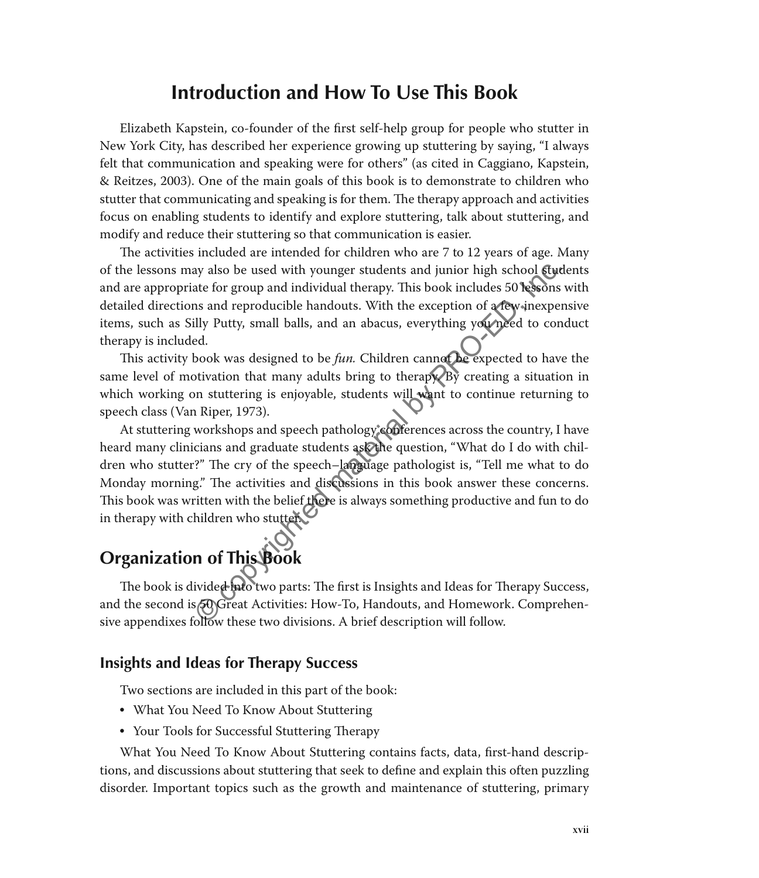# Introduction and How To Use This Book

Elizabeth Kapstein, co-founder of the first self-help group for people who stutter in New York City, has described her experience growing up stuttering by saying, "I always felt that communication and speaking were for others" (as cited in Caggiano, Kapstein, & Reitzes, 2003). One of the main goals of this book is to demonstrate to children who stutter that communicating and speaking is for them. The therapy approach and activities focus on enabling students to identify and explore stuttering, talk about stuttering, and modify and reduce their stuttering so that communication is easier.

The activities included are intended for children who are 7 to 12 years of age. Many of the lessons may also be used with younger students and junior high school students and are appropriate for group and individual therapy. This book includes 50 lessons with detailed directions and reproducible handouts. With the exception of a few inexpensive items, such as Silly Putty, small balls, and an abacus, everything you need to conduct therapy is included.

This activity book was designed to be *fun.* Children cannot be expected to have the same level of motivation that many adults bring to therapy. By creating a situation in which working on stuttering is enjoyable, students will want to continue returning to speech class (Van Riper, 1973).

At stuttering workshops and speech pathology conferences across the country, I have heard many clinicians and graduate students ask the question, "What do I do with children who stutter?" The cry of the speech–language pathologist is, "Tell me what to do Monday morning." The activities and discussions in this book answer these concerns. This book was written with the belief there is always something productive and fun to do in therapy with children who stutter.

## Organization of This Book

The book is divided into two parts: The first is Insights and Ideas for Therapy Success, and the second is 50 Great Activities: How-To, Handouts, and Homework. Comprehensive appendixes follow these two divisions. A brief description will follow.

### Insights and Ideas for Therapy Success

Two sections are included in this part of the book:

- What You Need To Know About Stuttering
- Your Tools for Successful Stuttering Therapy

What You Need To Know About Stuttering contains facts, data, first-hand descriptions, and discussions about stuttering that seek to define and explain this often puzzling disorder. Important topics such as the growth and maintenance of stuttering, primary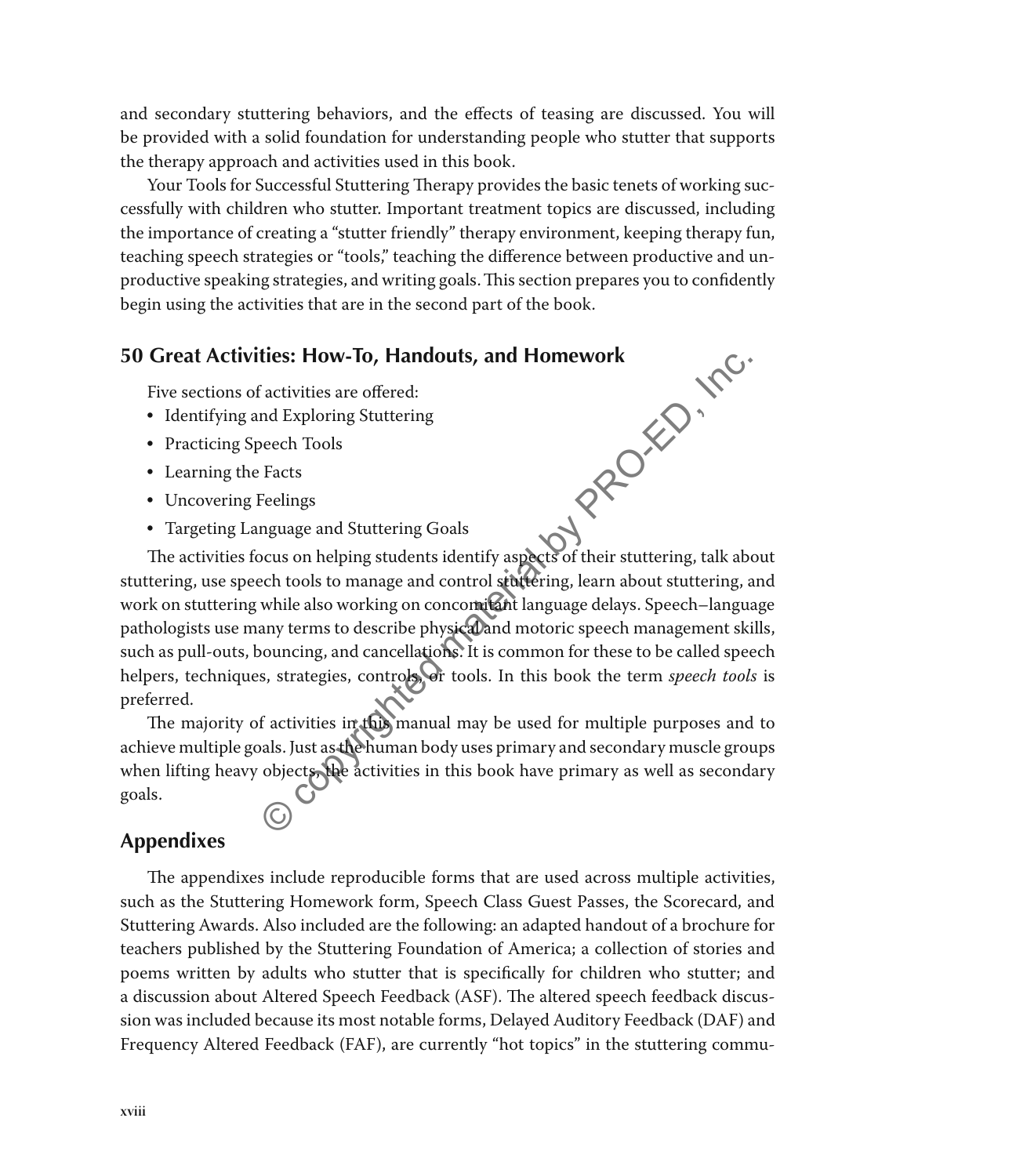and secondary stuttering behaviors, and the effects of teasing are discussed. You will be provided with a solid foundation for understanding people who stutter that supports the therapy approach and activities used in this book.

Your Tools for Successful Stuttering Therapy provides the basic tenets of working successfully with children who stutter. Important treatment topics are discussed, including the importance of creating a "stutter friendly" therapy environment, keeping therapy fun, teaching speech strategies or "tools," teaching the difference between productive and unproductive speaking strategies, and writing goals. This section prepares you to confidently begin using the activities that are in the second part of the book.

## 50 Great Activities: How-To, Handouts, and Homework

Five sections of activities are offered:

- Identifying and Exploring Stuttering
- Practicing Speech Tools
- Learning the Facts
- Uncovering Feelings
- Targeting Language and Stuttering Goals

The activities focus on helping students identify aspects of their stuttering, talk about stuttering, use speech tools to manage and control stuttering, learn about stuttering, and work on stuttering while also working on concomitant language delays. Speech–language pathologists use many terms to describe physical and motoric speech management skills, such as pull-outs, bouncing, and cancellations. It is common for these to be called speech helpers, techniques, strategies, controls, or tools. In this book the term *speech tools* is preferred.

The majority of activities in this manual may be used for multiple purposes and to achieve multiple goals. Just as the human body uses primary and secondary muscle groups when lifting heavy objects, the activities in this book have primary as well as secondary goals.

## Appendixes

The appendixes include reproducible forms that are used across multiple activities, such as the Stuttering Homework form, Speech Class Guest Passes, the Scorecard, and Stuttering Awards. Also included are the following: an adapted handout of a brochure for teachers published by the Stuttering Foundation of America; a collection of stories and poems written by adults who stutter that is specifically for children who stutter; and a discussion about Altered Speech Feedback (ASF). The altered speech feedback discussion was included because its most notable forms, Delayed Auditory Feedback (DAF) and Frequency Altered Feedback (FAF), are currently "hot topics" in the stuttering commu-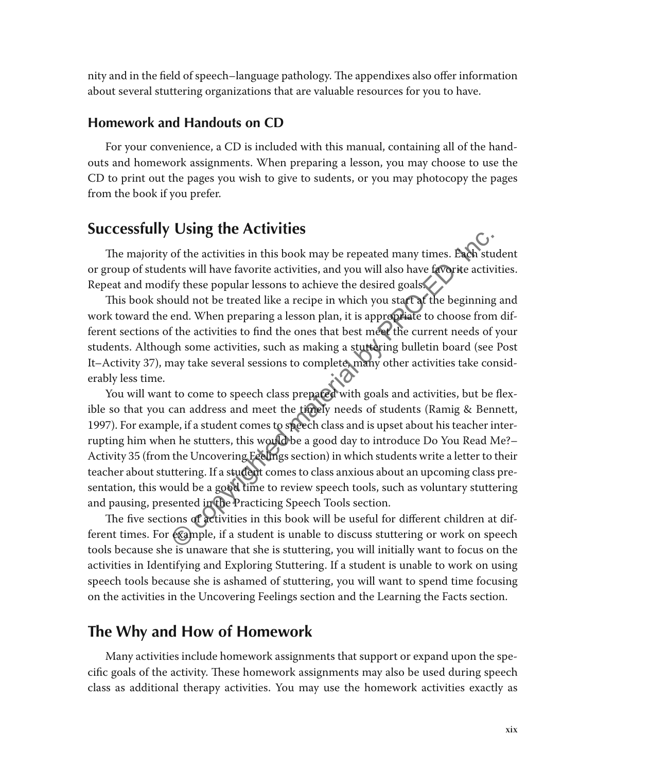nity and in the field of speech–language pathology. The appendixes also offer information about several stuttering organizations that are valuable resources for you to have.

### Homework and Handouts on CD

For your convenience, a CD is included with this manual, containing all of the handouts and homework assignments. When preparing a lesson, you may choose to use the CD to print out the pages you wish to give to sudents, or you may photocopy the pages from the book if you prefer.

## Successfully Using the Activities

The majority of the activities in this book may be repeated many times. Each student or group of students will have favorite activities, and you will also have favorite activities. Repeat and modify these popular lessons to achieve the desired goals.

This book should not be treated like a recipe in which you start at the beginning and work toward the end. When preparing a lesson plan, it is appropriate to choose from different sections of the activities to find the ones that best meet the current needs of your students. Although some activities, such as making a stuttering bulletin board (see Post It–Activity 37), may take several sessions to complete, many other activities take considerably less time.

You will want to come to speech class prepared with goals and activities, but be flexible so that you can address and meet the timely needs of students (Ramig & Bennett, 1997). For example, if a student comes to speech class and is upset about his teacher interrupting him when he stutters, this would be a good day to introduce Do You Read Me?–Activity 35 (from the Uncovering Feelings section) in which students write a letter to their teacher about stuttering. If a student comes to class anxious about an upcoming class presentation, this would be a good time to review speech tools, such as voluntary stuttering and pausing, presented in the Practicing Speech Tools section.

The five sections of activities in this book will be useful for different children at different times. For example, if a student is unable to discuss stuttering or work on speech tools because she is unaware that she is stuttering, you will initially want to focus on the activities in Identifying and Exploring Stuttering. If a student is unable to work on using speech tools because she is ashamed of stuttering, you will want to spend time focusing on the activities in the Uncovering Feelings section and the Learning the Facts section.

## The Why and How of Homework

Many activities include homework assignments that support or expand upon the specific goals of the activity. These homework assignments may also be used during speech class as additional therapy activities. You may use the homework activities exactly as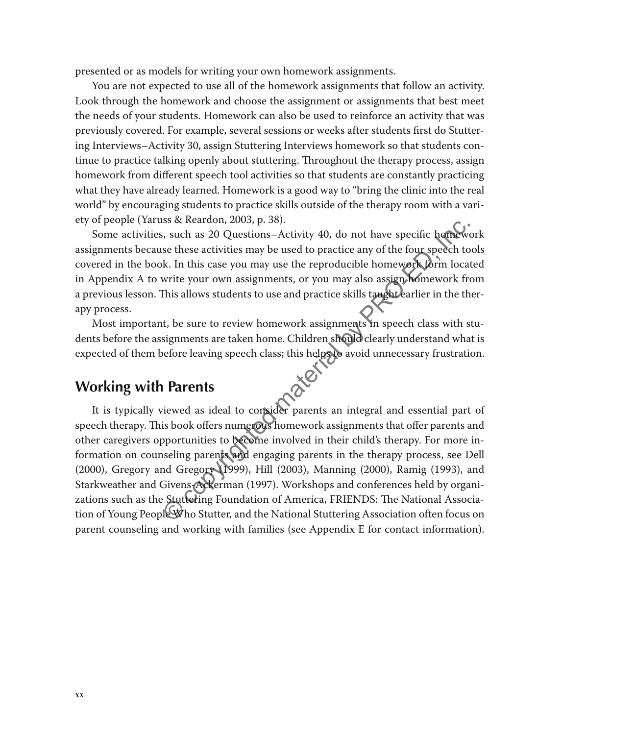presented or as models for writing your own homework assignments.

You are not expected to use all of the homework assignments that follow an activity. Look through the homework and choose the assignment or assignments that best meet the needs of your students. Homework can also be used to reinforce an activity that was previously covered. For example, several sessions or weeks after students first do Stuttering Interviews–Activity 30, assign Stuttering Interviews homework so that students continue to practice talking openly about stuttering. Throughout the therapy process, assign homework from different speech tool activities so that students are constantly practicing what they have already learned. Homework is a good way to "bring the clinic into the real world" by encouraging students to practice skills outside of the therapy room with a variety of people (Yaruss & Reardon, 2003, p. 38).

Some activities, such as 20 Questions–Activity 40, do not have specific homework assignments because these activities may be used to practice any of the four speech tools covered in the book. In this case you may use the reproducible homework form located in Appendix A to write your own assignments, or you may also assign homework from a previous lesson. This allows students to use and practice skills taught earlier in the therapy process.

Most important, be sure to review homework assignments in speech class with students before the assignments are taken home. Children should clearly understand what is expected of them before leaving speech class; this helps to avoid unnecessary frustration.

## Working with Parents

It is typically viewed as ideal to consider parents an integral and essential part of speech therapy. This book offers numerous homework assignments that offer parents and other caregivers opportunities to become involved in their child's therapy. For more information on counseling parents and engaging parents in the therapy process, see Dell (2000), Gregory and Gregory (1999), Hill (2003), Manning (2000), Ramig (1993), and Starkweather and Givens-Ackerman (1997). Workshops and conferences held by organizations such as the Stuttering Foundation of America, FRIENDS: The National Association of Young People Who Stutter, and the National Stuttering Association often focus on parent counseling and working with families (see Appendix E for contact information).